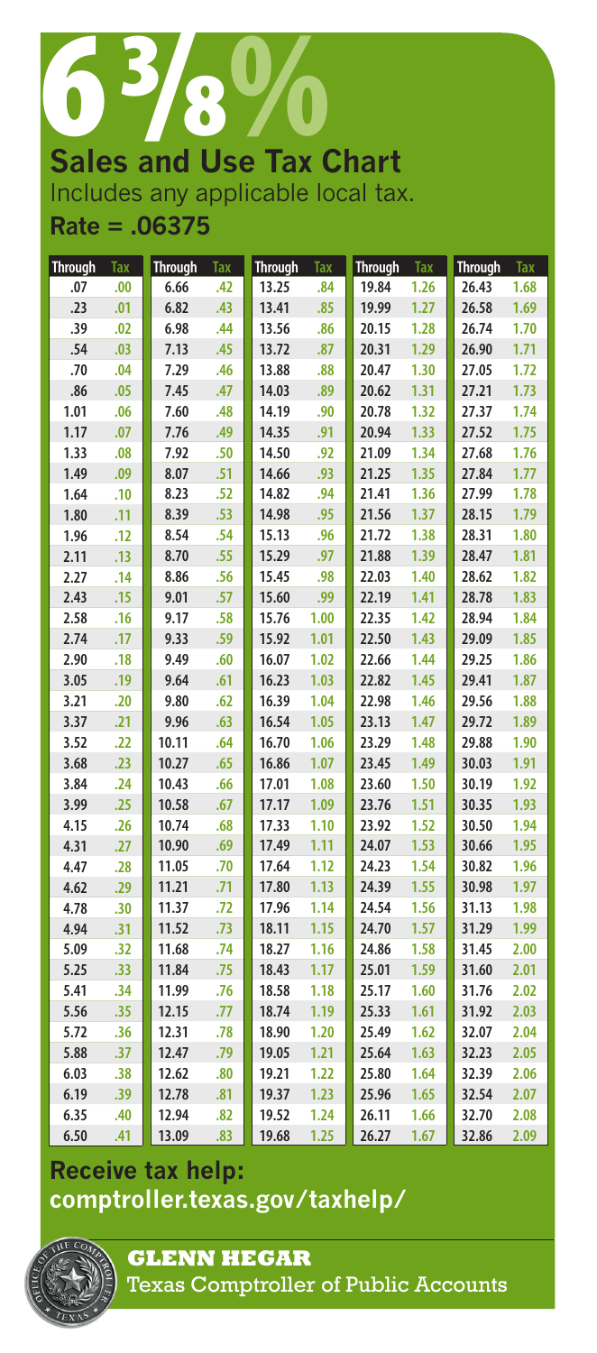# 6 3/8%

## Sales and Use Tax Chart

Includes any applicable local tax.

**Rate = .06375**

| Through | Tax | Through | Tax | Through | Tax | Through | Tax | Through | Tax |
|---|---|---|---|---|---|---|---|---|---|
| .07 | .00 | 6.66 | .42 | 13.25 | .84 | 19.84 | 1.26 | 26.43 | 1.68 |
| .23 | .01 | 6.82 | .43 | 13.41 | .85 | 19.99 | 1.27 | 26.58 | 1.69 |
| .39 | .02 | 6.98 | .44 | 13.56 | .86 | 20.15 | 1.28 | 26.74 | 1.70 |
| .54 | .03 | 7.13 | .45 | 13.72 | .87 | 20.31 | 1.29 | 26.90 | 1.71 |
| .70 | .04 | 7.29 | .46 | 13.88 | .88 | 20.47 | 1.30 | 27.05 | 1.72 |
| .86 | .05 | 7.45 | .47 | 14.03 | .89 | 20.62 | 1.31 | 27.21 | 1.73 |
| 1.01 | .06 | 7.60 | .48 | 14.19 | .90 | 20.78 | 1.32 | 27.37 | 1.74 |
| 1.17 | .07 | 7.76 | .49 | 14.35 | .91 | 20.94 | 1.33 | 27.52 | 1.75 |
| 1.33 | .08 | 7.92 | .50 | 14.50 | .92 | 21.09 | 1.34 | 27.68 | 1.76 |
| 1.49 | .09 | 8.07 | .51 | 14.66 | .93 | 21.25 | 1.35 | 27.84 | 1.77 |
| 1.64 | .10 | 8.23 | .52 | 14.82 | .94 | 21.41 | 1.36 | 27.99 | 1.78 |
| 1.80 | .11 | 8.39 | .53 | 14.98 | .95 | 21.56 | 1.37 | 28.15 | 1.79 |
| 1.96 | .12 | 8.54 | .54 | 15.13 | .96 | 21.72 | 1.38 | 28.31 | 1.80 |
| 2.11 | .13 | 8.70 | .55 | 15.29 | .97 | 21.88 | 1.39 | 28.47 | 1.81 |
| 2.27 | .14 | 8.86 | .56 | 15.45 | .98 | 22.03 | 1.40 | 28.62 | 1.82 |
| 2.43 | .15 | 9.01 | .57 | 15.60 | .99 | 22.19 | 1.41 | 28.78 | 1.83 |
| 2.58 | .16 | 9.17 | .58 | 15.76 | 1.00 | 22.35 | 1.42 | 28.94 | 1.84 |
| 2.74 | .17 | 9.33 | .59 | 15.92 | 1.01 | 22.50 | 1.43 | 29.09 | 1.85 |
| 2.90 | .18 | 9.49 | .60 | 16.07 | 1.02 | 22.66 | 1.44 | 29.25 | 1.86 |
| 3.05 | .19 | 9.64 | .61 | 16.23 | 1.03 | 22.82 | 1.45 | 29.41 | 1.87 |
| 3.21 | .20 | 9.80 | .62 | 16.39 | 1.04 | 22.98 | 1.46 | 29.56 | 1.88 |
| 3.37 | .21 | 9.96 | .63 | 16.54 | 1.05 | 23.13 | 1.47 | 29.72 | 1.89 |
| 3.52 | .22 | 10.11 | .64 | 16.70 | 1.06 | 23.29 | 1.48 | 29.88 | 1.90 |
| 3.68 | .23 | 10.27 | .65 | 16.86 | 1.07 | 23.45 | 1.49 | 30.03 | 1.91 |
| 3.84 | .24 | 10.43 | .66 | 17.01 | 1.08 | 23.60 | 1.50 | 30.19 | 1.92 |
| 3.99 | .25 | 10.58 | .67 | 17.17 | 1.09 | 23.76 | 1.51 | 30.35 | 1.93 |
| 4.15 | .26 | 10.74 | .68 | 17.33 | 1.10 | 23.92 | 1.52 | 30.50 | 1.94 |
| 4.31 | .27 | 10.90 | .69 | 17.49 | 1.11 | 24.07 | 1.53 | 30.66 | 1.95 |
| 4.47 | .28 | 11.05 | .70 | 17.64 | 1.12 | 24.23 | 1.54 | 30.82 | 1.96 |
| 4.62 | .29 | 11.21 | .71 | 17.80 | 1.13 | 24.39 | 1.55 | 30.98 | 1.97 |
| 4.78 | .30 | 11.37 | .72 | 17.96 | 1.14 | 24.54 | 1.56 | 31.13 | 1.98 |
| 4.94 | .31 | 11.52 | .73 | 18.11 | 1.15 | 24.70 | 1.57 | 31.29 | 1.99 |
| 5.09 | .32 | 11.68 | .74 | 18.27 | 1.16 | 24.86 | 1.58 | 31.45 | 2.00 |
| 5.25 | .33 | 11.84 | .75 | 18.43 | 1.17 | 25.01 | 1.59 | 31.60 | 2.01 |
| 5.41 | .34 | 11.99 | .76 | 18.58 | 1.18 | 25.17 | 1.60 | 31.76 | 2.02 |
| 5.56 | .35 | 12.15 | .77 | 18.74 | 1.19 | 25.33 | 1.61 | 31.92 | 2.03 |
| 5.72 | .36 | 12.31 | .78 | 18.90 | 1.20 | 25.49 | 1.62 | 32.07 | 2.04 |
| 5.88 | .37 | 12.47 | .79 | 19.05 | 1.21 | 25.64 | 1.63 | 32.23 | 2.05 |
| 6.03 | .38 | 12.62 | .80 | 19.21 | 1.22 | 25.80 | 1.64 | 32.39 | 2.06 |
| 6.19 | .39 | 12.78 | .81 | 19.37 | 1.23 | 25.96 | 1.65 | 32.54 | 2.07 |
| 6.35 | .40 | 12.94 | .82 | 19.52 | 1.24 | 26.11 | 1.66 | 32.70 | 2.08 |
| 6.50 | .41 | 13.09 | .83 | 19.68 | 1.25 | 26.27 | 1.67 | 32.86 | 2.09 |

**Receive tax help:**
**comptroller.texas.gov/taxhelp/**

**GLENN HEGAR**
Texas Comptroller of Public Accounts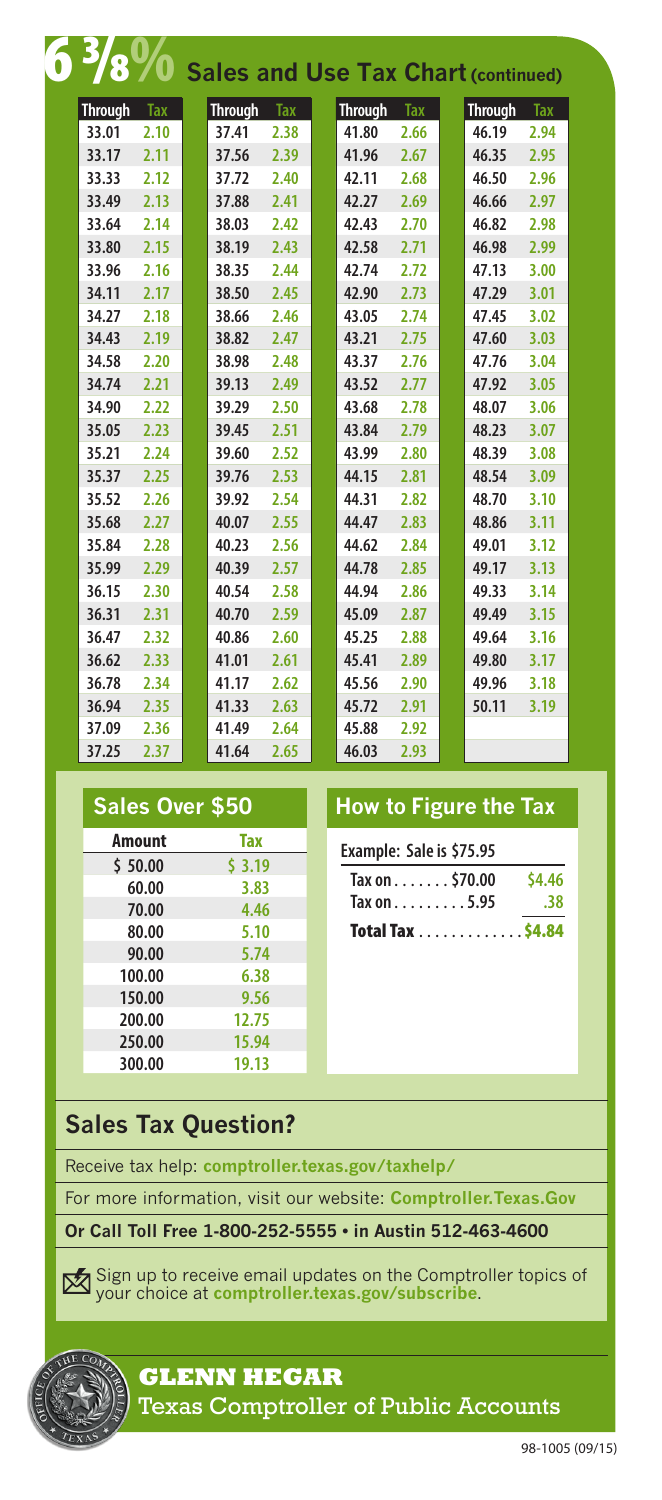# 6 3/8% Sales and Use Tax Chart (continued)

| Through | Tax | Through | Tax | Through | Tax | Through | Tax |
|---|---|---|---|---|---|---|---|
| 33.01 | 2.10 | 37.41 | 2.38 | 41.80 | 2.66 | 46.19 | 2.94 |
| 33.17 | 2.11 | 37.56 | 2.39 | 41.96 | 2.67 | 46.35 | 2.95 |
| 33.33 | 2.12 | 37.72 | 2.40 | 42.11 | 2.68 | 46.50 | 2.96 |
| 33.49 | 2.13 | 37.88 | 2.41 | 42.27 | 2.69 | 46.66 | 2.97 |
| 33.64 | 2.14 | 38.03 | 2.42 | 42.43 | 2.70 | 46.82 | 2.98 |
| 33.80 | 2.15 | 38.19 | 2.43 | 42.58 | 2.71 | 46.98 | 2.99 |
| 33.96 | 2.16 | 38.35 | 2.44 | 42.74 | 2.72 | 47.13 | 3.00 |
| 34.11 | 2.17 | 38.50 | 2.45 | 42.90 | 2.73 | 47.29 | 3.01 |
| 34.27 | 2.18 | 38.66 | 2.46 | 43.05 | 2.74 | 47.45 | 3.02 |
| 34.43 | 2.19 | 38.82 | 2.47 | 43.21 | 2.75 | 47.60 | 3.03 |
| 34.58 | 2.20 | 38.98 | 2.48 | 43.37 | 2.76 | 47.76 | 3.04 |
| 34.74 | 2.21 | 39.13 | 2.49 | 43.52 | 2.77 | 47.92 | 3.05 |
| 34.90 | 2.22 | 39.29 | 2.50 | 43.68 | 2.78 | 48.07 | 3.06 |
| 35.05 | 2.23 | 39.45 | 2.51 | 43.84 | 2.79 | 48.23 | 3.07 |
| 35.21 | 2.24 | 39.60 | 2.52 | 43.99 | 2.80 | 48.39 | 3.08 |
| 35.37 | 2.25 | 39.76 | 2.53 | 44.15 | 2.81 | 48.54 | 3.09 |
| 35.52 | 2.26 | 39.92 | 2.54 | 44.31 | 2.82 | 48.70 | 3.10 |
| 35.68 | 2.27 | 40.07 | 2.55 | 44.47 | 2.83 | 48.86 | 3.11 |
| 35.84 | 2.28 | 40.23 | 2.56 | 44.62 | 2.84 | 49.01 | 3.12 |
| 35.99 | 2.29 | 40.39 | 2.57 | 44.78 | 2.85 | 49.17 | 3.13 |
| 36.15 | 2.30 | 40.54 | 2.58 | 44.94 | 2.86 | 49.33 | 3.14 |
| 36.31 | 2.31 | 40.70 | 2.59 | 45.09 | 2.87 | 49.49 | 3.15 |
| 36.47 | 2.32 | 40.86 | 2.60 | 45.25 | 2.88 | 49.64 | 3.16 |
| 36.62 | 2.33 | 41.01 | 2.61 | 45.41 | 2.89 | 49.80 | 3.17 |
| 36.78 | 2.34 | 41.17 | 2.62 | 45.56 | 2.90 | 49.96 | 3.18 |
| 36.94 | 2.35 | 41.33 | 2.63 | 45.72 | 2.91 | 50.11 | 3.19 |
| 37.09 | 2.36 | 41.49 | 2.64 | 45.88 | 2.92 | | |
| 37.25 | 2.37 | 41.64 | 2.65 | 46.03 | 2.93 | | |

## Sales Over $50

| Amount | Tax |
|---|---|
| $ 50.00 | $ 3.19 |
| 60.00 | 3.83 |
| 70.00 | 4.46 |
| 80.00 | 5.10 |
| 90.00 | 5.74 |
| 100.00 | 6.38 |
| 150.00 | 9.56 |
| 200.00 | 12.75 |
| 250.00 | 15.94 |
| 300.00 | 19.13 |

## How to Figure the Tax

**Example: Sale is $75.95**

| | |
|---|---|
| Tax on . . . . . . . $70.00 | $4.46 |
| Tax on . . . . . . . . . 5.95 | .38 |
| **Total Tax . . . . . . . . . . . . .** | **$4.84** |

## Sales Tax Question?

Receive tax help: **comptroller.texas.gov/taxhelp/**

For more information, visit our website: **Comptroller.Texas.Gov**

**Or Call Toll Free 1-800-252-5555 • in Austin 512-463-4600**

Sign up to receive email updates on the Comptroller topics of your choice at **comptroller.texas.gov/subscribe**.

**GLENN HEGAR**
Texas Comptroller of Public Accounts

98-1005 (09/15)